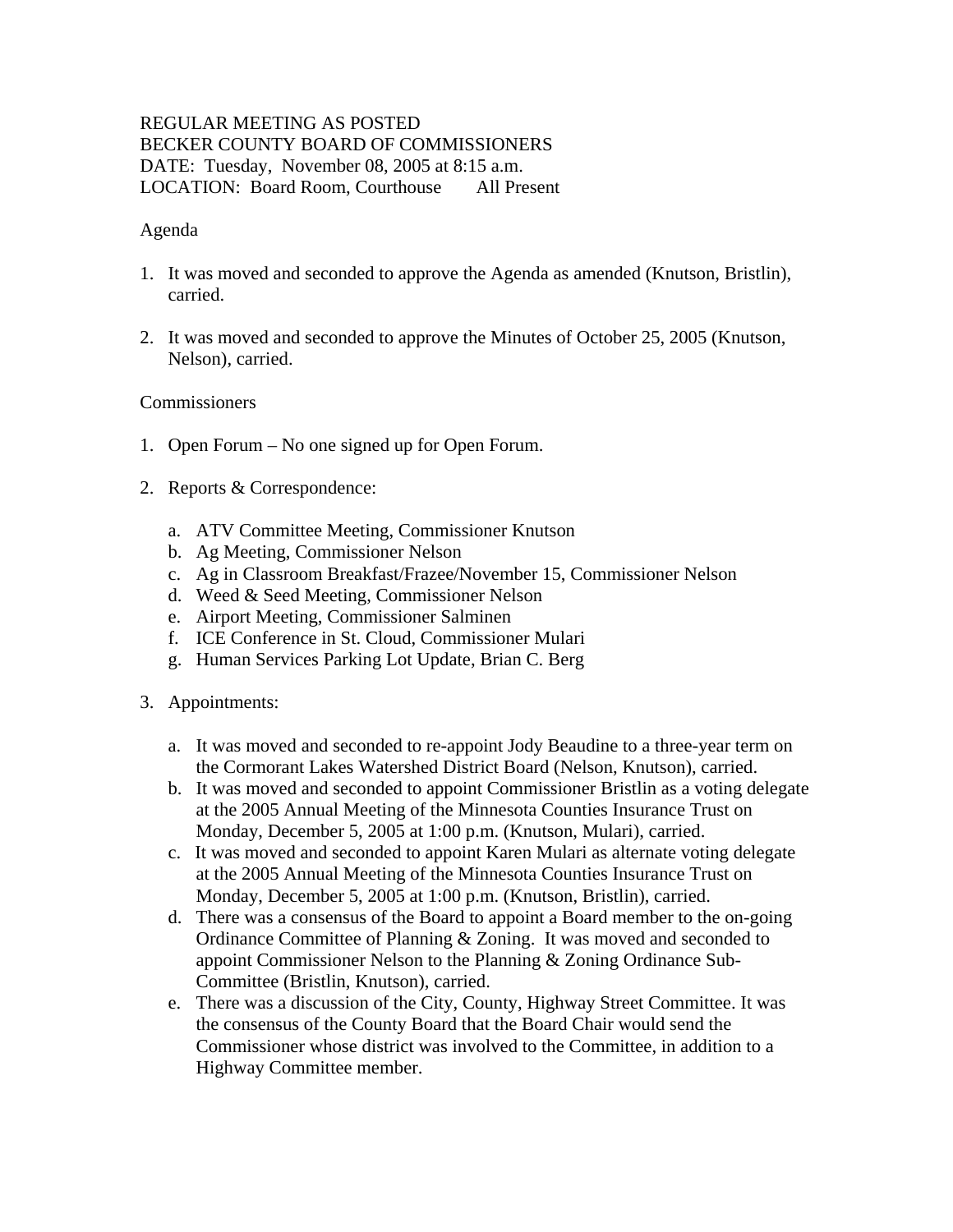REGULAR MEETING AS POSTED
BECKER COUNTY BOARD OF COMMISSIONERS
DATE: Tuesday, November 08, 2005 at 8:15 a.m.
LOCATION: Board Room, Courthouse All Present

Agenda

1. It was moved and seconded to approve the Agenda as amended (Knutson, Bristlin), carried.

2. It was moved and seconded to approve the Minutes of October 25, 2005 (Knutson, Nelson), carried.

Commissioners

1. Open Forum – No one signed up for Open Forum.

2. Reports & Correspondence:

   a. ATV Committee Meeting, Commissioner Knutson
   b. Ag Meeting, Commissioner Nelson
   c. Ag in Classroom Breakfast/Frazee/November 15, Commissioner Nelson
   d. Weed & Seed Meeting, Commissioner Nelson
   e. Airport Meeting, Commissioner Salminen
   f. ICE Conference in St. Cloud, Commissioner Mulari
   g. Human Services Parking Lot Update, Brian C. Berg

3. Appointments:

   a. It was moved and seconded to re-appoint Jody Beaudine to a three-year term on the Cormorant Lakes Watershed District Board (Nelson, Knutson), carried.
   b. It was moved and seconded to appoint Commissioner Bristlin as a voting delegate at the 2005 Annual Meeting of the Minnesota Counties Insurance Trust on Monday, December 5, 2005 at 1:00 p.m. (Knutson, Mulari), carried.
   c. It was moved and seconded to appoint Karen Mulari as alternate voting delegate at the 2005 Annual Meeting of the Minnesota Counties Insurance Trust on Monday, December 5, 2005 at 1:00 p.m. (Knutson, Bristlin), carried.
   d. There was a consensus of the Board to appoint a Board member to the on-going Ordinance Committee of Planning & Zoning. It was moved and seconded to appoint Commissioner Nelson to the Planning & Zoning Ordinance Sub-Committee (Bristlin, Knutson), carried.
   e. There was a discussion of the City, County, Highway Street Committee. It was the consensus of the County Board that the Board Chair would send the Commissioner whose district was involved to the Committee, in addition to a Highway Committee member.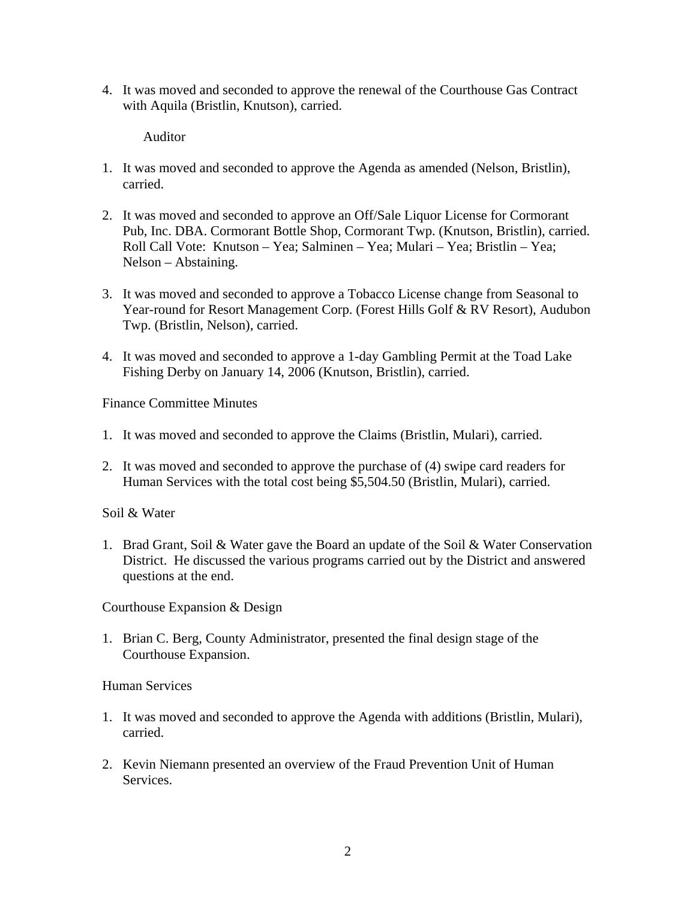4. It was moved and seconded to approve the renewal of the Courthouse Gas Contract with Aquila (Bristlin, Knutson), carried.

Auditor

1. It was moved and seconded to approve the Agenda as amended (Nelson, Bristlin), carried.

2. It was moved and seconded to approve an Off/Sale Liquor License for Cormorant Pub, Inc. DBA. Cormorant Bottle Shop, Cormorant Twp. (Knutson, Bristlin), carried. Roll Call Vote: Knutson – Yea; Salminen – Yea; Mulari – Yea; Bristlin – Yea; Nelson – Abstaining.

3. It was moved and seconded to approve a Tobacco License change from Seasonal to Year-round for Resort Management Corp. (Forest Hills Golf & RV Resort), Audubon Twp. (Bristlin, Nelson), carried.

4. It was moved and seconded to approve a 1-day Gambling Permit at the Toad Lake Fishing Derby on January 14, 2006 (Knutson, Bristlin), carried.

Finance Committee Minutes

1. It was moved and seconded to approve the Claims (Bristlin, Mulari), carried.

2. It was moved and seconded to approve the purchase of (4) swipe card readers for Human Services with the total cost being $5,504.50 (Bristlin, Mulari), carried.

Soil & Water

1. Brad Grant, Soil & Water gave the Board an update of the Soil & Water Conservation District. He discussed the various programs carried out by the District and answered questions at the end.

Courthouse Expansion & Design

1. Brian C. Berg, County Administrator, presented the final design stage of the Courthouse Expansion.

Human Services

1. It was moved and seconded to approve the Agenda with additions (Bristlin, Mulari), carried.

2. Kevin Niemann presented an overview of the Fraud Prevention Unit of Human Services.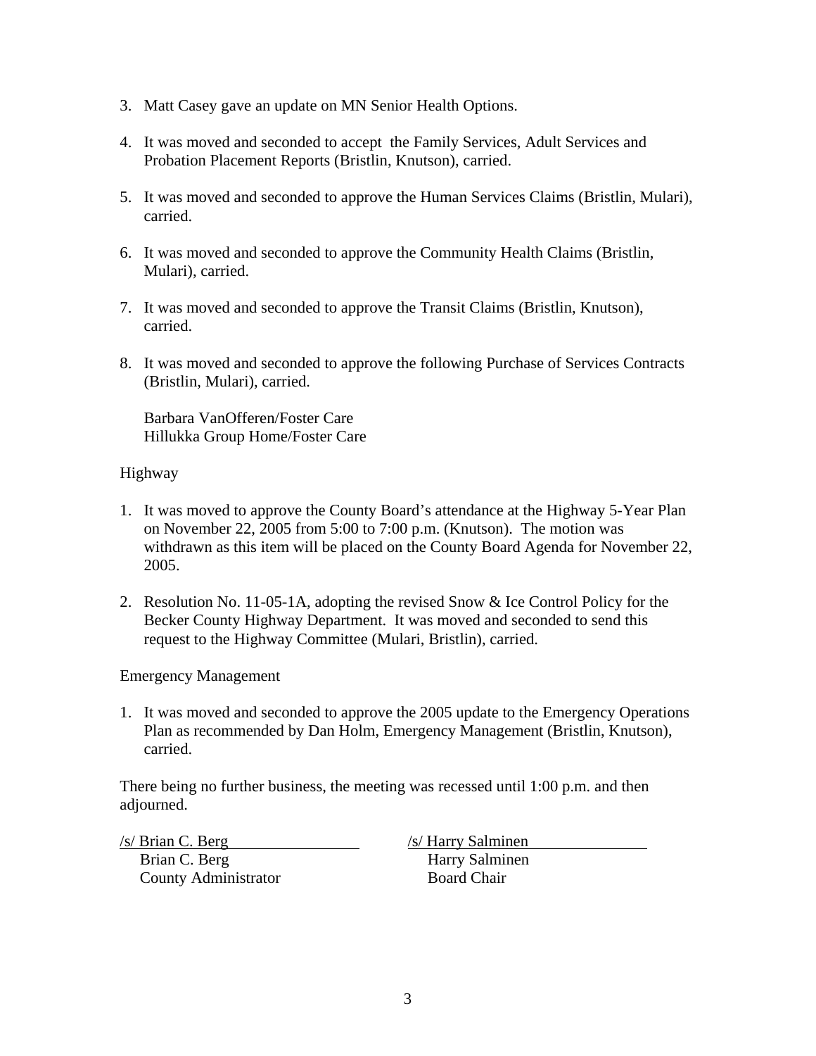3. Matt Casey gave an update on MN Senior Health Options.

4. It was moved and seconded to accept the Family Services, Adult Services and Probation Placement Reports (Bristlin, Knutson), carried.

5. It was moved and seconded to approve the Human Services Claims (Bristlin, Mulari), carried.

6. It was moved and seconded to approve the Community Health Claims (Bristlin, Mulari), carried.

7. It was moved and seconded to approve the Transit Claims (Bristlin, Knutson), carried.

8. It was moved and seconded to approve the following Purchase of Services Contracts (Bristlin, Mulari), carried.

   Barbara VanOfferen/Foster Care
   Hillukka Group Home/Foster Care

Highway

1. It was moved to approve the County Board's attendance at the Highway 5-Year Plan on November 22, 2005 from 5:00 to 7:00 p.m. (Knutson). The motion was withdrawn as this item will be placed on the County Board Agenda for November 22, 2005.

2. Resolution No. 11-05-1A, adopting the revised Snow & Ice Control Policy for the Becker County Highway Department. It was moved and seconded to send this request to the Highway Committee (Mulari, Bristlin), carried.

Emergency Management

1. It was moved and seconded to approve the 2005 update to the Emergency Operations Plan as recommended by Dan Holm, Emergency Management (Bristlin, Knutson), carried.

There being no further business, the meeting was recessed until 1:00 p.m. and then adjourned.

| | |
|---|---|
| /s/ Brian C. Berg | /s/ Harry Salminen |
| Brian C. Berg | Harry Salminen |
| County Administrator | Board Chair |